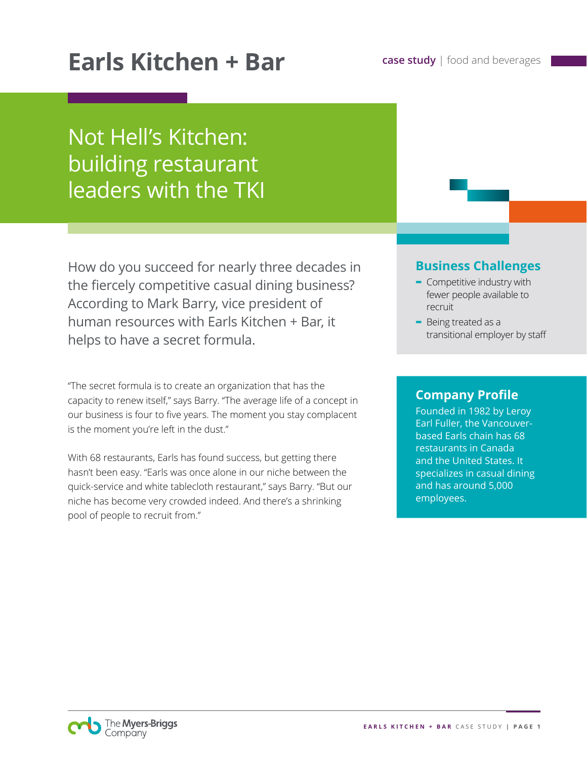# Earls Kitchen + Bar

**case study** | food and beverages

## Not Hell's Kitchen: building restaurant leaders with the TKI

How do you succeed for nearly three decades in the fiercely competitive casual dining business? According to Mark Barry, vice president of human resources with Earls Kitchen + Bar, it helps to have a secret formula.

"The secret formula is to create an organization that has the capacity to renew itself," says Barry. "The average life of a concept in our business is four to five years. The moment you stay complacent is the moment you're left in the dust."

With 68 restaurants, Earls has found success, but getting there hasn't been easy. "Earls was once alone in our niche between the quick-service and white tablecloth restaurant," says Barry. "But our niche has become very crowded indeed. And there's a shrinking pool of people to recruit from."

### Business Challenges

- Competitive industry with fewer people available to recruit
- Being treated as a transitional employer by staff

### Company Profile

Founded in 1982 by Leroy Earl Fuller, the Vancouver-based Earls chain has 68 restaurants in Canada and the United States. It specializes in casual dining and has around 5,000 employees.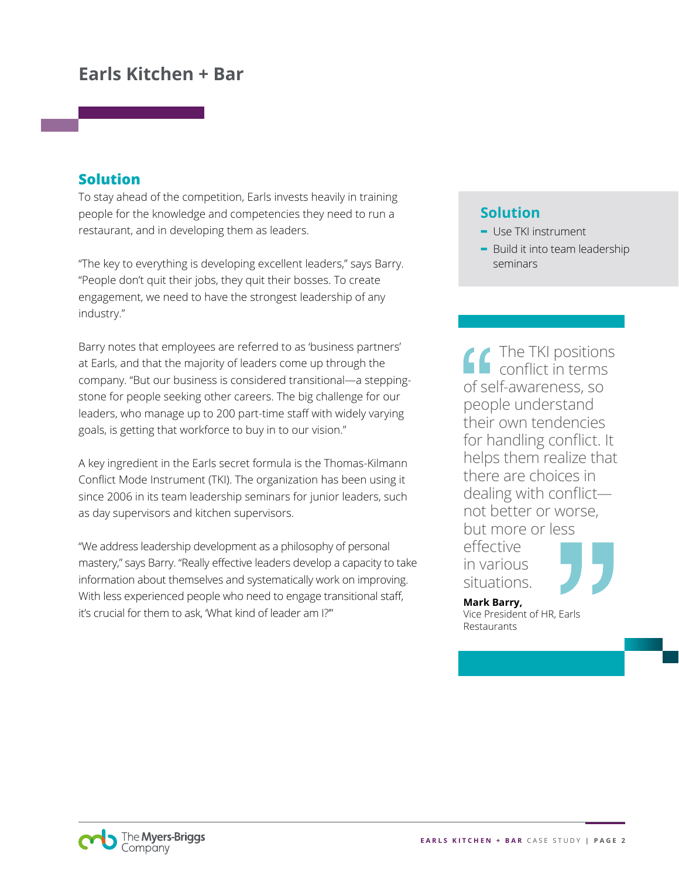# Earls Kitchen + Bar

## Solution

To stay ahead of the competition, Earls invests heavily in training people for the knowledge and competencies they need to run a restaurant, and in developing them as leaders.

"The key to everything is developing excellent leaders," says Barry. "People don't quit their jobs, they quit their bosses. To create engagement, we need to have the strongest leadership of any industry."

Barry notes that employees are referred to as 'business partners' at Earls, and that the majority of leaders come up through the company. "But our business is considered transitional—a stepping-stone for people seeking other careers. The big challenge for our leaders, who manage up to 200 part-time staff with widely varying goals, is getting that workforce to buy in to our vision."

A key ingredient in the Earls secret formula is the Thomas-Kilmann Conflict Mode Instrument (TKI). The organization has been using it since 2006 in its team leadership seminars for junior leaders, such as day supervisors and kitchen supervisors.

"We address leadership development as a philosophy of personal mastery," says Barry. "Really effective leaders develop a capacity to take information about themselves and systematically work on improving. With less experienced people who need to engage transitional staff, it's crucial for them to ask, 'What kind of leader am I?'"

## Solution

- Use TKI instrument
- Build it into team leadership seminars

> "The TKI positions conflict in terms of self-awareness, so people understand their own tendencies for handling conflict. It helps them realize that there are choices in dealing with conflict—not better or worse, but more or less effective in various situations."
>
> **Mark Barry,**
> Vice President of HR, Earls Restaurants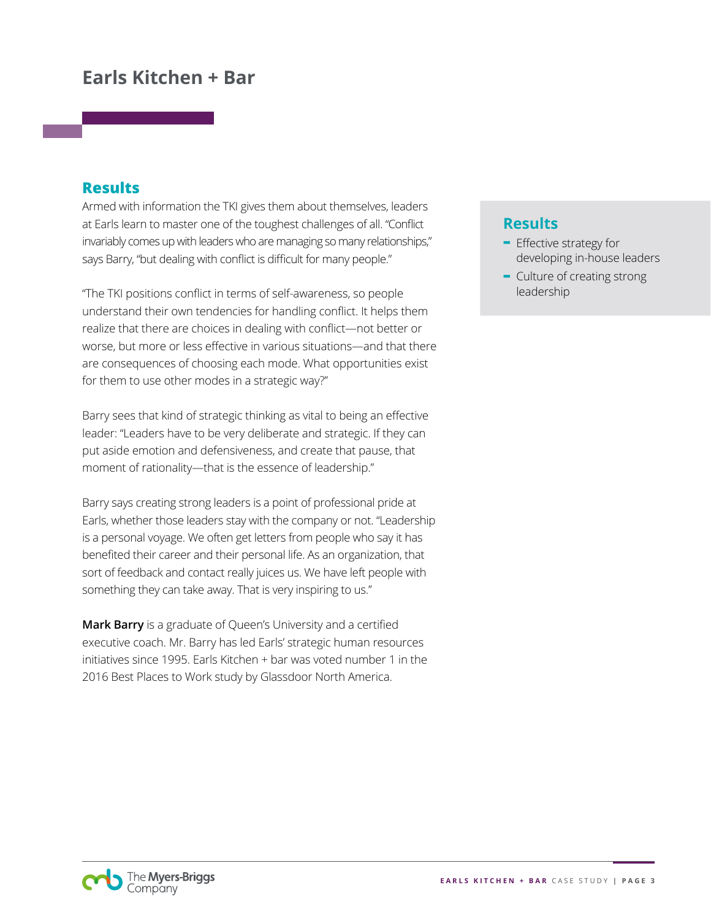# Earls Kitchen + Bar

## Results

Armed with information the TKI gives them about themselves, leaders at Earls learn to master one of the toughest challenges of all. "Conflict invariably comes up with leaders who are managing so many relationships," says Barry, "but dealing with conflict is difficult for many people."

"The TKI positions conflict in terms of self-awareness, so people understand their own tendencies for handling conflict. It helps them realize that there are choices in dealing with conflict—not better or worse, but more or less effective in various situations—and that there are consequences of choosing each mode. What opportunities exist for them to use other modes in a strategic way?"

Barry sees that kind of strategic thinking as vital to being an effective leader: "Leaders have to be very deliberate and strategic. If they can put aside emotion and defensiveness, and create that pause, that moment of rationality—that is the essence of leadership."

Barry says creating strong leaders is a point of professional pride at Earls, whether those leaders stay with the company or not. "Leadership is a personal voyage. We often get letters from people who say it has benefited their career and their personal life. As an organization, that sort of feedback and contact really juices us. We have left people with something they can take away. That is very inspiring to us."

**Mark Barry** is a graduate of Queen's University and a certified executive coach. Mr. Barry has led Earls' strategic human resources initiatives since 1995. Earls Kitchen + bar was voted number 1 in the 2016 Best Places to Work study by Glassdoor North America.

## Results

- Effective strategy for developing in-house leaders
- Culture of creating strong leadership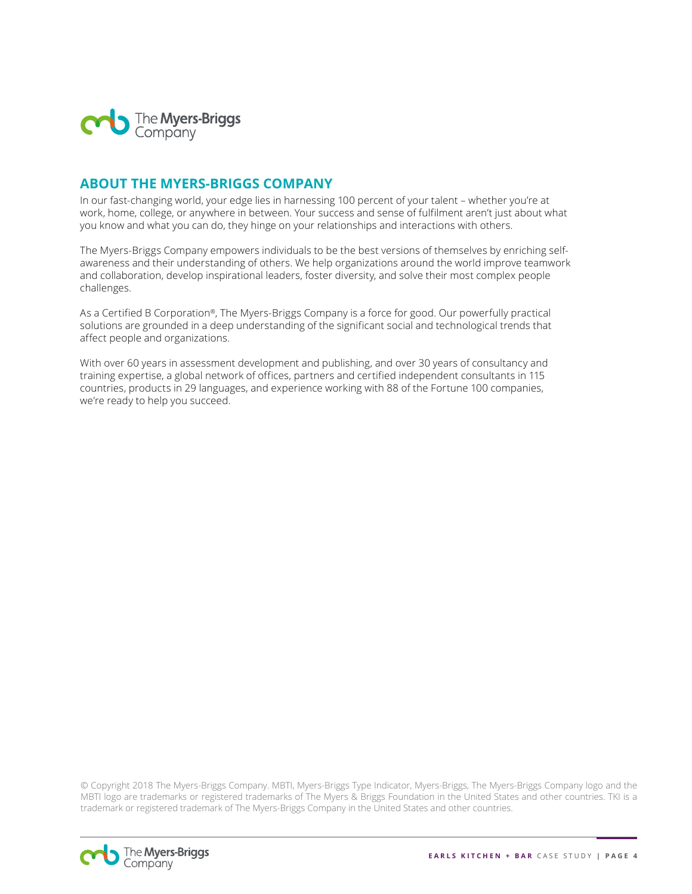## ABOUT THE MYERS-BRIGGS COMPANY

In our fast-changing world, your edge lies in harnessing 100 percent of your talent – whether you're at work, home, college, or anywhere in between. Your success and sense of fulfilment aren't just about what you know and what you can do, they hinge on your relationships and interactions with others.

The Myers-Briggs Company empowers individuals to be the best versions of themselves by enriching self-awareness and their understanding of others. We help organizations around the world improve teamwork and collaboration, develop inspirational leaders, foster diversity, and solve their most complex people challenges.

As a Certified B Corporation®, The Myers-Briggs Company is a force for good. Our powerfully practical solutions are grounded in a deep understanding of the significant social and technological trends that affect people and organizations.

With over 60 years in assessment development and publishing, and over 30 years of consultancy and training expertise, a global network of offices, partners and certified independent consultants in 115 countries, products in 29 languages, and experience working with 88 of the Fortune 100 companies, we're ready to help you succeed.

© Copyright 2018 The Myers-Briggs Company. MBTI, Myers-Briggs Type Indicator, Myers-Briggs, The Myers-Briggs Company logo and the MBTI logo are trademarks or registered trademarks of The Myers & Briggs Foundation in the United States and other countries. TKI is a trademark or registered trademark of The Myers-Briggs Company in the United States and other countries.